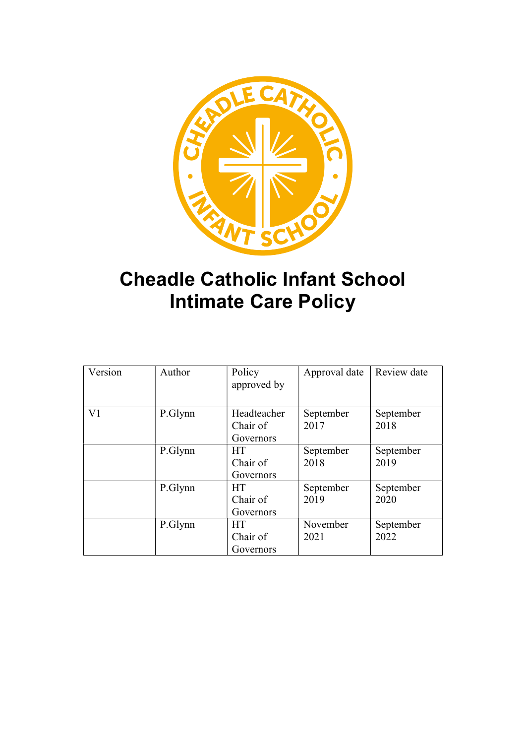# Cheadle Catholic Infant School
# Intimate Care Policy

| Version | Author | Policy approved by | Approval date | Review date |
|---|---|---|---|---|
| V1 | P.Glynn | Headteacher Chair of Governors | September 2017 | September 2018 |
| | P.Glynn | HT Chair of Governors | September 2018 | September 2019 |
| | P.Glynn | HT Chair of Governors | September 2019 | September 2020 |
| | P.Glynn | HT Chair of Governors | November 2021 | September 2022 |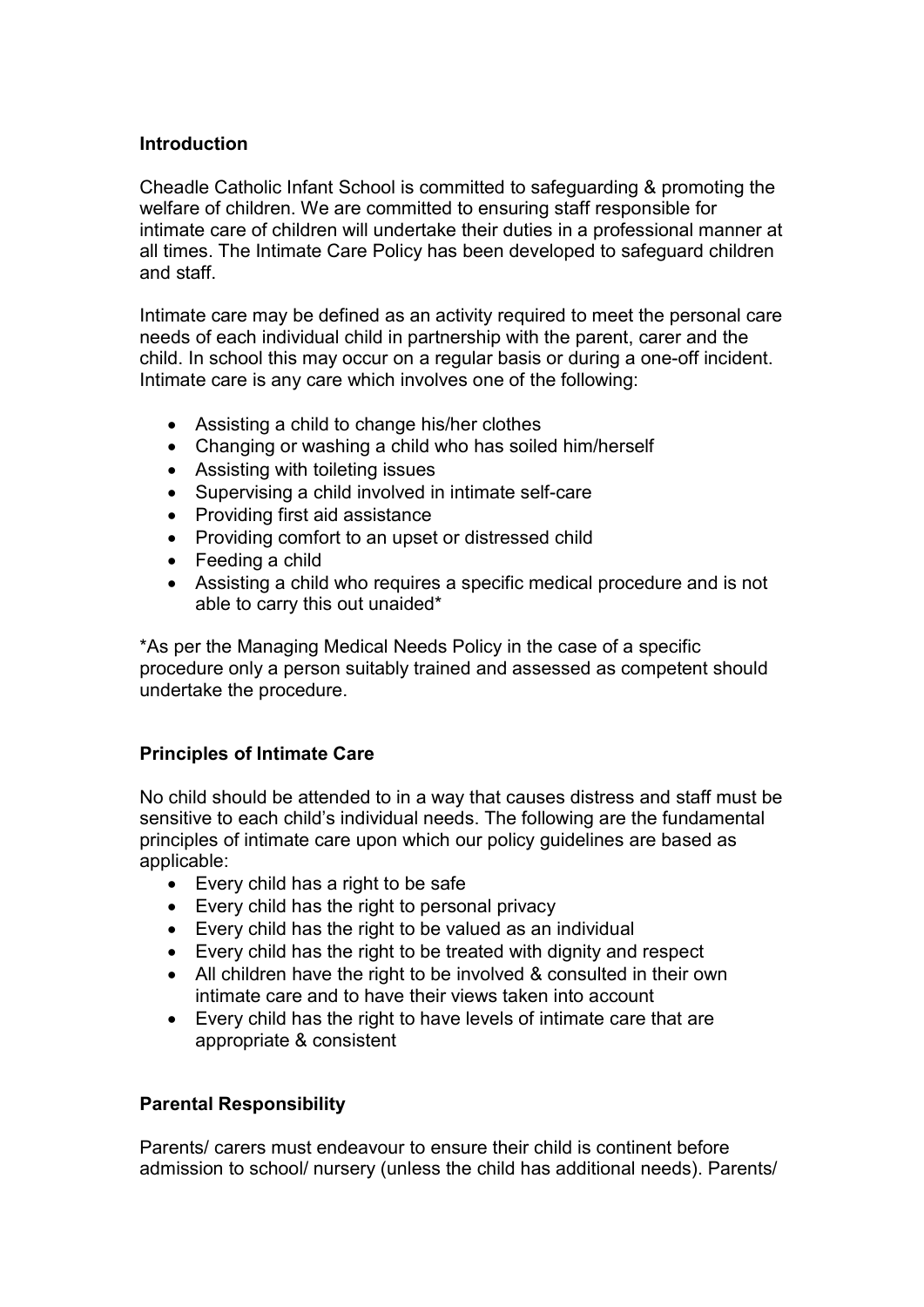## Introduction

Cheadle Catholic Infant School is committed to safeguarding & promoting the welfare of children. We are committed to ensuring staff responsible for intimate care of children will undertake their duties in a professional manner at all times. The Intimate Care Policy has been developed to safeguard children and staff.

Intimate care may be defined as an activity required to meet the personal care needs of each individual child in partnership with the parent, carer and the child. In school this may occur on a regular basis or during a one-off incident. Intimate care is any care which involves one of the following:

- Assisting a child to change his/her clothes
- Changing or washing a child who has soiled him/herself
- Assisting with toileting issues
- Supervising a child involved in intimate self-care
- Providing first aid assistance
- Providing comfort to an upset or distressed child
- Feeding a child
- Assisting a child who requires a specific medical procedure and is not able to carry this out unaided*

*As per the Managing Medical Needs Policy in the case of a specific procedure only a person suitably trained and assessed as competent should undertake the procedure.

## Principles of Intimate Care

No child should be attended to in a way that causes distress and staff must be sensitive to each child's individual needs. The following are the fundamental principles of intimate care upon which our policy guidelines are based as applicable:

- Every child has a right to be safe
- Every child has the right to personal privacy
- Every child has the right to be valued as an individual
- Every child has the right to be treated with dignity and respect
- All children have the right to be involved & consulted in their own intimate care and to have their views taken into account
- Every child has the right to have levels of intimate care that are appropriate & consistent

## Parental Responsibility

Parents/ carers must endeavour to ensure their child is continent before admission to school/ nursery (unless the child has additional needs). Parents/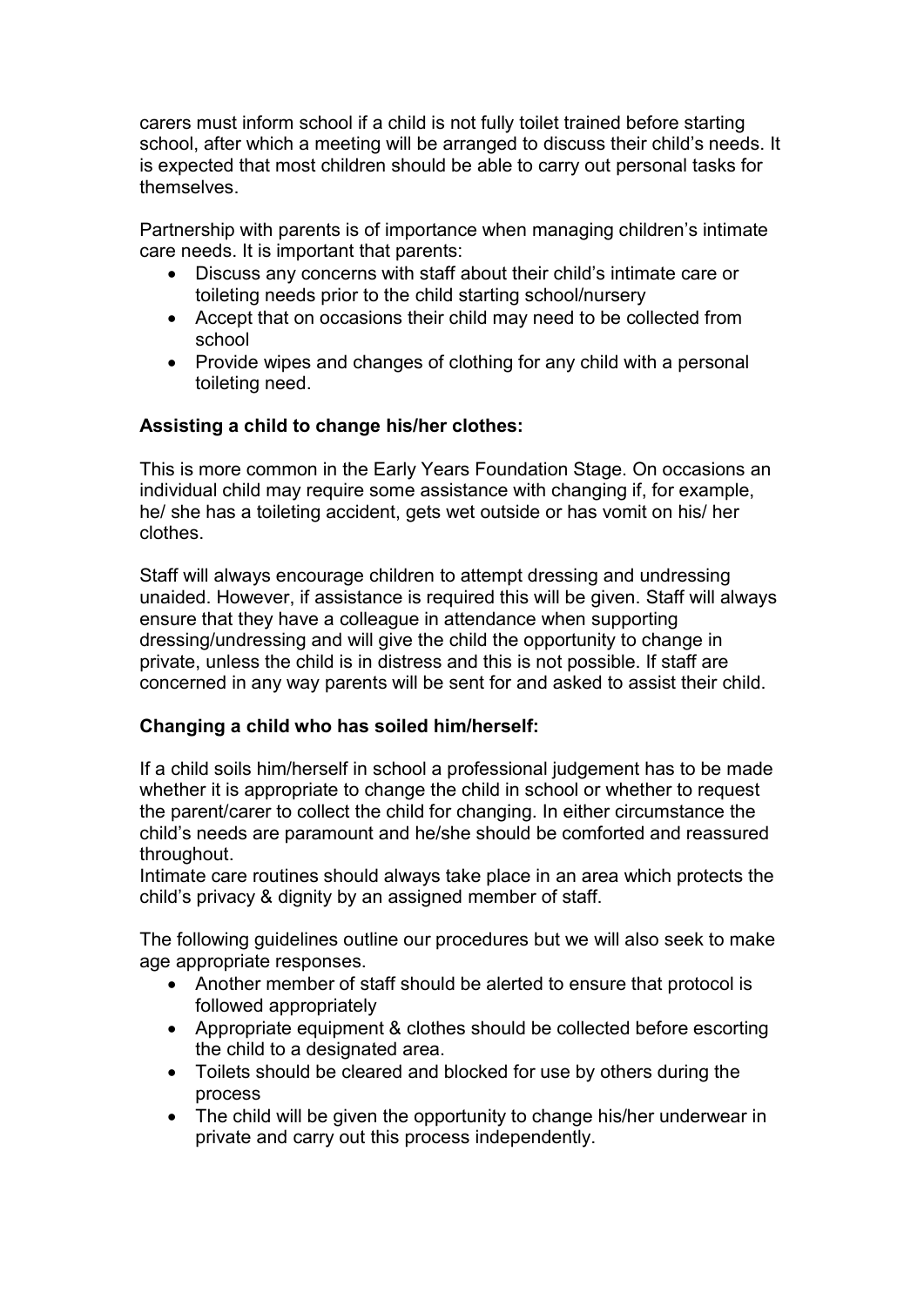carers must inform school if a child is not fully toilet trained before starting school, after which a meeting will be arranged to discuss their child's needs. It is expected that most children should be able to carry out personal tasks for themselves.

Partnership with parents is of importance when managing children's intimate care needs. It is important that parents:

- Discuss any concerns with staff about their child's intimate care or toileting needs prior to the child starting school/nursery
- Accept that on occasions their child may need to be collected from school
- Provide wipes and changes of clothing for any child with a personal toileting need.

**Assisting a child to change his/her clothes:**

This is more common in the Early Years Foundation Stage. On occasions an individual child may require some assistance with changing if, for example, he/ she has a toileting accident, gets wet outside or has vomit on his/ her clothes.

Staff will always encourage children to attempt dressing and undressing unaided. However, if assistance is required this will be given. Staff will always ensure that they have a colleague in attendance when supporting dressing/undressing and will give the child the opportunity to change in private, unless the child is in distress and this is not possible. If staff are concerned in any way parents will be sent for and asked to assist their child.

**Changing a child who has soiled him/herself:**

If a child soils him/herself in school a professional judgement has to be made whether it is appropriate to change the child in school or whether to request the parent/carer to collect the child for changing. In either circumstance the child's needs are paramount and he/she should be comforted and reassured throughout.
Intimate care routines should always take place in an area which protects the child's privacy & dignity by an assigned member of staff.

The following guidelines outline our procedures but we will also seek to make age appropriate responses.

- Another member of staff should be alerted to ensure that protocol is followed appropriately
- Appropriate equipment & clothes should be collected before escorting the child to a designated area.
- Toilets should be cleared and blocked for use by others during the process
- The child will be given the opportunity to change his/her underwear in private and carry out this process independently.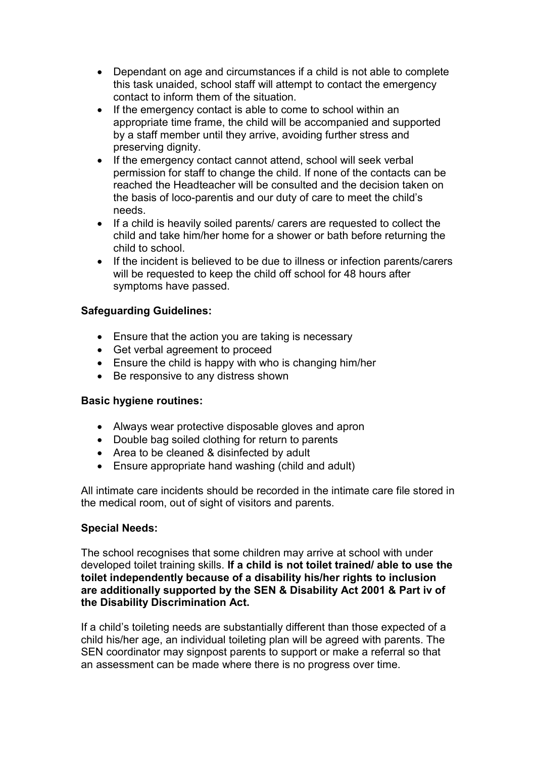- Dependant on age and circumstances if a child is not able to complete this task unaided, school staff will attempt to contact the emergency contact to inform them of the situation.
- If the emergency contact is able to come to school within an appropriate time frame, the child will be accompanied and supported by a staff member until they arrive, avoiding further stress and preserving dignity.
- If the emergency contact cannot attend, school will seek verbal permission for staff to change the child. If none of the contacts can be reached the Headteacher will be consulted and the decision taken on the basis of loco-parentis and our duty of care to meet the child's needs.
- If a child is heavily soiled parents/ carers are requested to collect the child and take him/her home for a shower or bath before returning the child to school.
- If the incident is believed to be due to illness or infection parents/carers will be requested to keep the child off school for 48 hours after symptoms have passed.

**Safeguarding Guidelines:**

- Ensure that the action you are taking is necessary
- Get verbal agreement to proceed
- Ensure the child is happy with who is changing him/her
- Be responsive to any distress shown

**Basic hygiene routines:**

- Always wear protective disposable gloves and apron
- Double bag soiled clothing for return to parents
- Area to be cleaned & disinfected by adult
- Ensure appropriate hand washing (child and adult)

All intimate care incidents should be recorded in the intimate care file stored in the medical room, out of sight of visitors and parents.

**Special Needs:**

The school recognises that some children may arrive at school with under developed toilet training skills. **If a child is not toilet trained/ able to use the toilet independently because of a disability his/her rights to inclusion are additionally supported by the SEN & Disability Act 2001 & Part iv of the Disability Discrimination Act.**

If a child's toileting needs are substantially different than those expected of a child his/her age, an individual toileting plan will be agreed with parents. The SEN coordinator may signpost parents to support or make a referral so that an assessment can be made where there is no progress over time.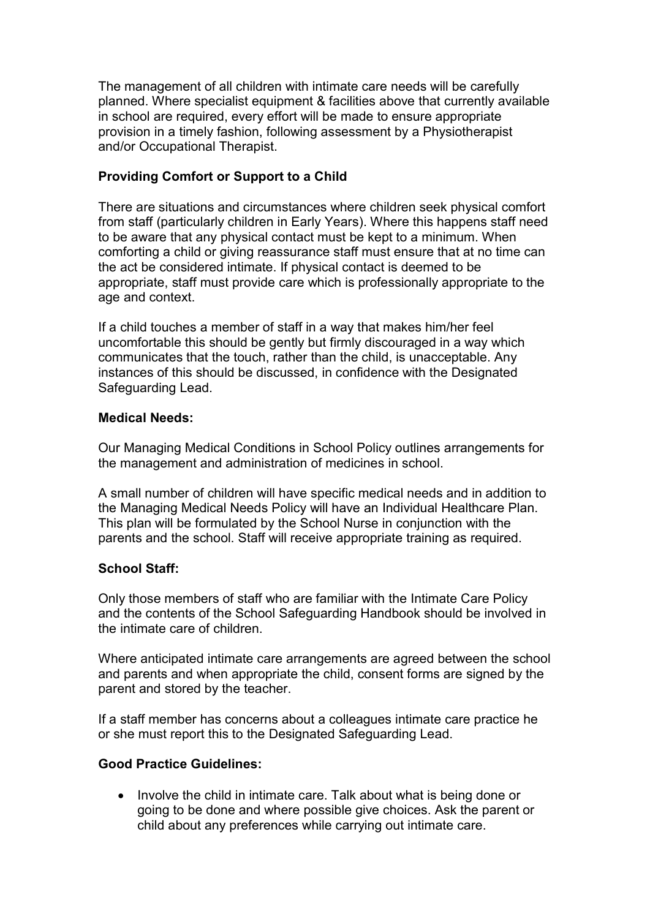The management of all children with intimate care needs will be carefully planned. Where specialist equipment & facilities above that currently available in school are required, every effort will be made to ensure appropriate provision in a timely fashion, following assessment by a Physiotherapist and/or Occupational Therapist.

**Providing Comfort or Support to a Child**

There are situations and circumstances where children seek physical comfort from staff (particularly children in Early Years). Where this happens staff need to be aware that any physical contact must be kept to a minimum. When comforting a child or giving reassurance staff must ensure that at no time can the act be considered intimate. If physical contact is deemed to be appropriate, staff must provide care which is professionally appropriate to the age and context.

If a child touches a member of staff in a way that makes him/her feel uncomfortable this should be gently but firmly discouraged in a way which communicates that the touch, rather than the child, is unacceptable. Any instances of this should be discussed, in confidence with the Designated Safeguarding Lead.

**Medical Needs:**

Our Managing Medical Conditions in School Policy outlines arrangements for the management and administration of medicines in school.

A small number of children will have specific medical needs and in addition to the Managing Medical Needs Policy will have an Individual Healthcare Plan. This plan will be formulated by the School Nurse in conjunction with the parents and the school. Staff will receive appropriate training as required.

**School Staff:**

Only those members of staff who are familiar with the Intimate Care Policy and the contents of the School Safeguarding Handbook should be involved in the intimate care of children.

Where anticipated intimate care arrangements are agreed between the school and parents and when appropriate the child, consent forms are signed by the parent and stored by the teacher.

If a staff member has concerns about a colleagues intimate care practice he or she must report this to the Designated Safeguarding Lead.

**Good Practice Guidelines:**

- Involve the child in intimate care. Talk about what is being done or going to be done and where possible give choices. Ask the parent or child about any preferences while carrying out intimate care.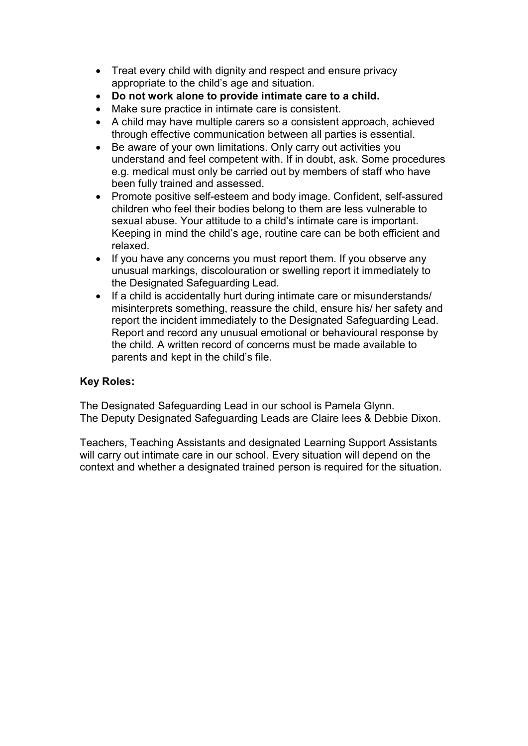- Treat every child with dignity and respect and ensure privacy appropriate to the child's age and situation.
- **Do not work alone to provide intimate care to a child.**
- Make sure practice in intimate care is consistent.
- A child may have multiple carers so a consistent approach, achieved through effective communication between all parties is essential.
- Be aware of your own limitations. Only carry out activities you understand and feel competent with. If in doubt, ask. Some procedures e.g. medical must only be carried out by members of staff who have been fully trained and assessed.
- Promote positive self-esteem and body image. Confident, self-assured children who feel their bodies belong to them are less vulnerable to sexual abuse. Your attitude to a child's intimate care is important. Keeping in mind the child's age, routine care can be both efficient and relaxed.
- If you have any concerns you must report them. If you observe any unusual markings, discolouration or swelling report it immediately to the Designated Safeguarding Lead.
- If a child is accidentally hurt during intimate care or misunderstands/ misinterprets something, reassure the child, ensure his/ her safety and report the incident immediately to the Designated Safeguarding Lead. Report and record any unusual emotional or behavioural response by the child. A written record of concerns must be made available to parents and kept in the child's file.

**Key Roles:**

The Designated Safeguarding Lead in our school is Pamela Glynn.
The Deputy Designated Safeguarding Leads are Claire lees & Debbie Dixon.

Teachers, Teaching Assistants and designated Learning Support Assistants will carry out intimate care in our school. Every situation will depend on the context and whether a designated trained person is required for the situation.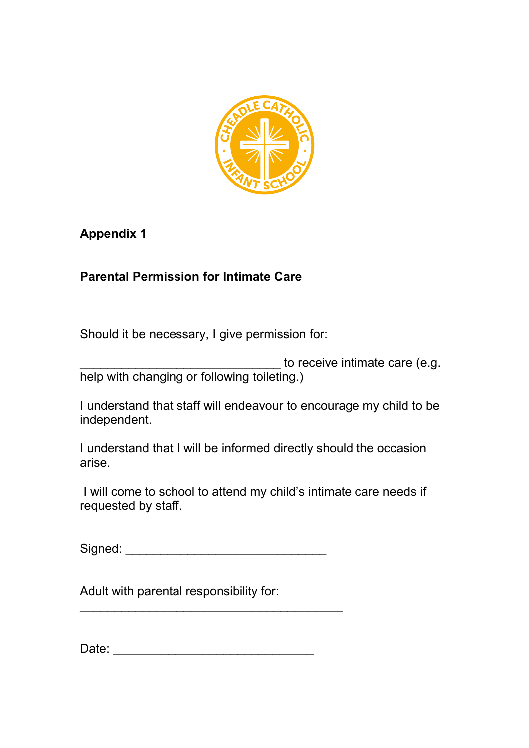**Appendix 1**

**Parental Permission for Intimate Care**

Should it be necessary, I give permission for:

_____________________________ to receive intimate care (e.g. help with changing or following toileting.)

I understand that staff will endeavour to encourage my child to be independent.

I understand that I will be informed directly should the occasion arise.

I will come to school to attend my child's intimate care needs if requested by staff.

Signed: _____________________________

Adult with parental responsibility for:
______________________________________

Date: _____________________________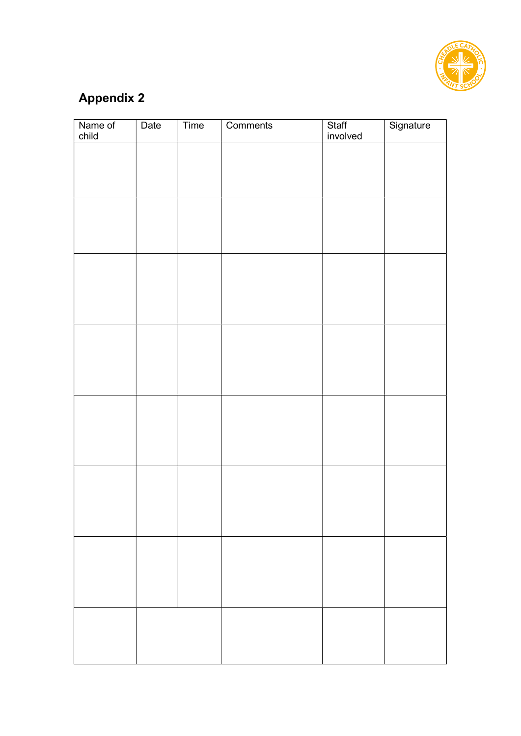## Appendix 2

| Name of child | Date | Time | Comments | Staff involved | Signature |
|---|---|---|---|---|---|
| | | | | | |
| | | | | | |
| | | | | | |
| | | | | | |
| | | | | | |
| | | | | | |
| | | | | | |
| | | | | | |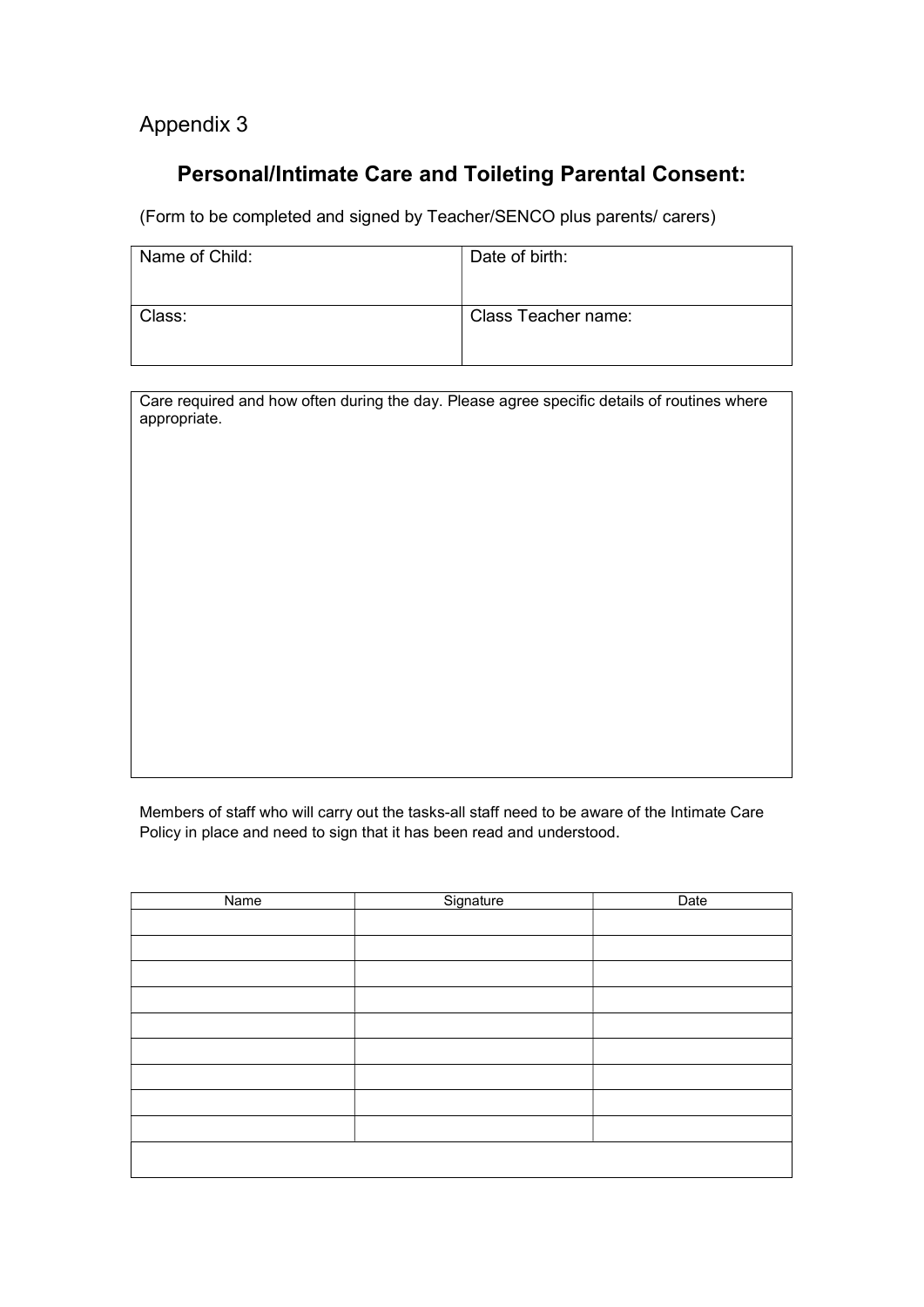Appendix 3

## Personal/Intimate Care and Toileting Parental Consent:

(Form to be completed and signed by Teacher/SENCO plus parents/ carers)

| Name of Child: | Date of birth: |
|---|---|
| Class: | Class Teacher name: |

| Care required and how often during the day. Please agree specific details of routines where appropriate. |
|---|
| |

Members of staff who will carry out the tasks-all staff need to be aware of the Intimate Care Policy in place and need to sign that it has been read and understood.

| Name | Signature | Date |
|---|---|---|
| | | |
| | | |
| | | |
| | | |
| | | |
| | | |
| | | |
| | | |
| | | |
| | | |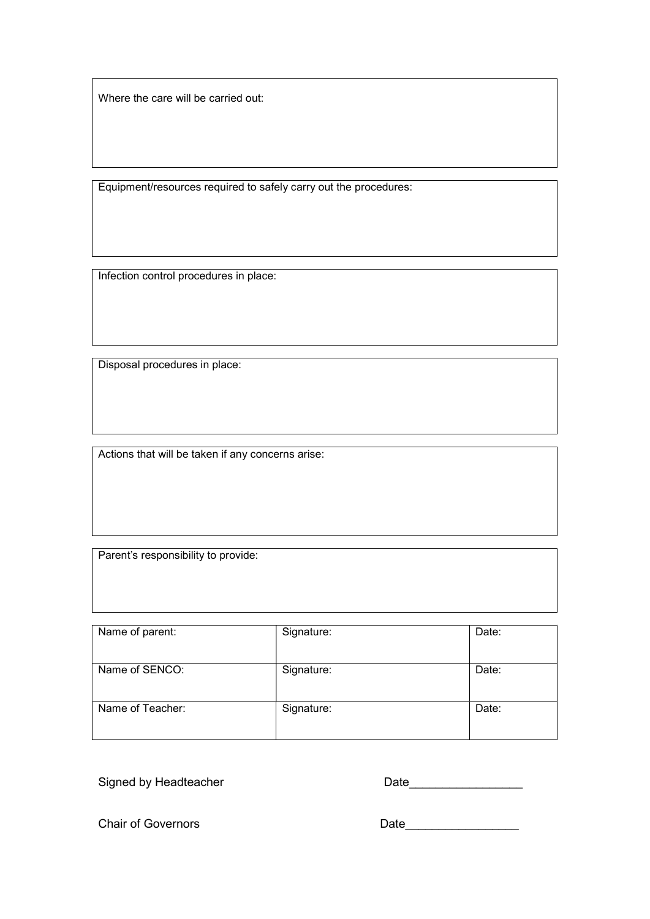Where the care will be carried out:

Equipment/resources required to safely carry out the procedures:

Infection control procedures in place:

Disposal procedures in place:

Actions that will be taken if any concerns arise:

Parent's responsibility to provide:

| | | |
|---|---|---|
| Name of parent: | Signature: | Date: |
| Name of SENCO: | Signature: | Date: |
| Name of Teacher: | Signature: | Date: |

Signed by Headteacher Date_________________

Chair of Governors Date_________________